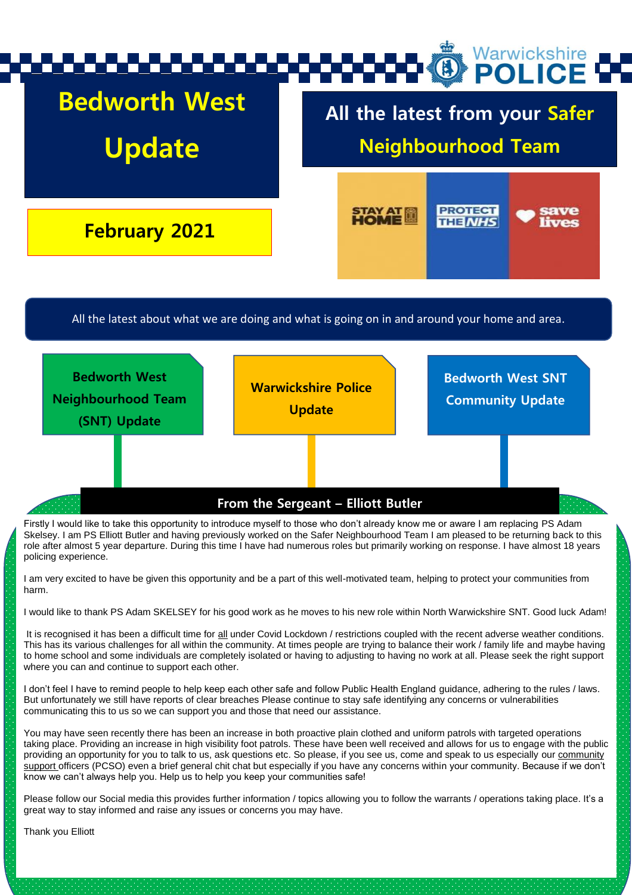# Bedworth West Update

## All the latest from your Safer Neighbourhood Team

**February 2021**

STAY AT HOME | PROTECT THE NHS | save lives

All the latest about what we are doing and what is going on in and around your home and area.

**Bedworth West Neighbourhood Team (SNT) Update**

**Warwickshire Police Update**

**Bedworth West SNT Community Update**

## From the Sergeant – Elliott Butler

Firstly I would like to take this opportunity to introduce myself to those who don't already know me or aware I am replacing PS Adam Skelsey. I am PS Elliott Butler and having previously worked on the Safer Neighbourhood Team I am pleased to be returning back to this role after almost 5 year departure. During this time I have had numerous roles but primarily working on response. I have almost 18 years policing experience.

I am very excited to have be given this opportunity and be a part of this well-motivated team, helping to protect your communities from harm.

I would like to thank PS Adam SKELSEY for his good work as he moves to his new role within North Warwickshire SNT. Good luck Adam!

It is recognised it has been a difficult time for all under Covid Lockdown / restrictions coupled with the recent adverse weather conditions. This has its various challenges for all within the community. At times people are trying to balance their work / family life and maybe having to home school and some individuals are completely isolated or having to adjusting to having no work at all. Please seek the right support where you can and continue to support each other.

I don't feel I have to remind people to help keep each other safe and follow Public Health England guidance, adhering to the rules / laws. But unfortunately we still have reports of clear breaches Please continue to stay safe identifying any concerns or vulnerabilities communicating this to us so we can support you and those that need our assistance.

You may have seen recently there has been an increase in both proactive plain clothed and uniform patrols with targeted operations taking place. Providing an increase in high visibility foot patrols. These have been well received and allows for us to engage with the public providing an opportunity for you to talk to us, ask questions etc. So please, if you see us, come and speak to us especially our community support officers (PCSO) even a brief general chit chat but especially if you have any concerns within your community. Because if we don't know we can't always help you. Help us to help you keep your communities safe!

Please follow our Social media this provides further information / topics allowing you to follow the warrants / operations taking place. It's a great way to stay informed and raise any issues or concerns you may have.

Thank you Elliott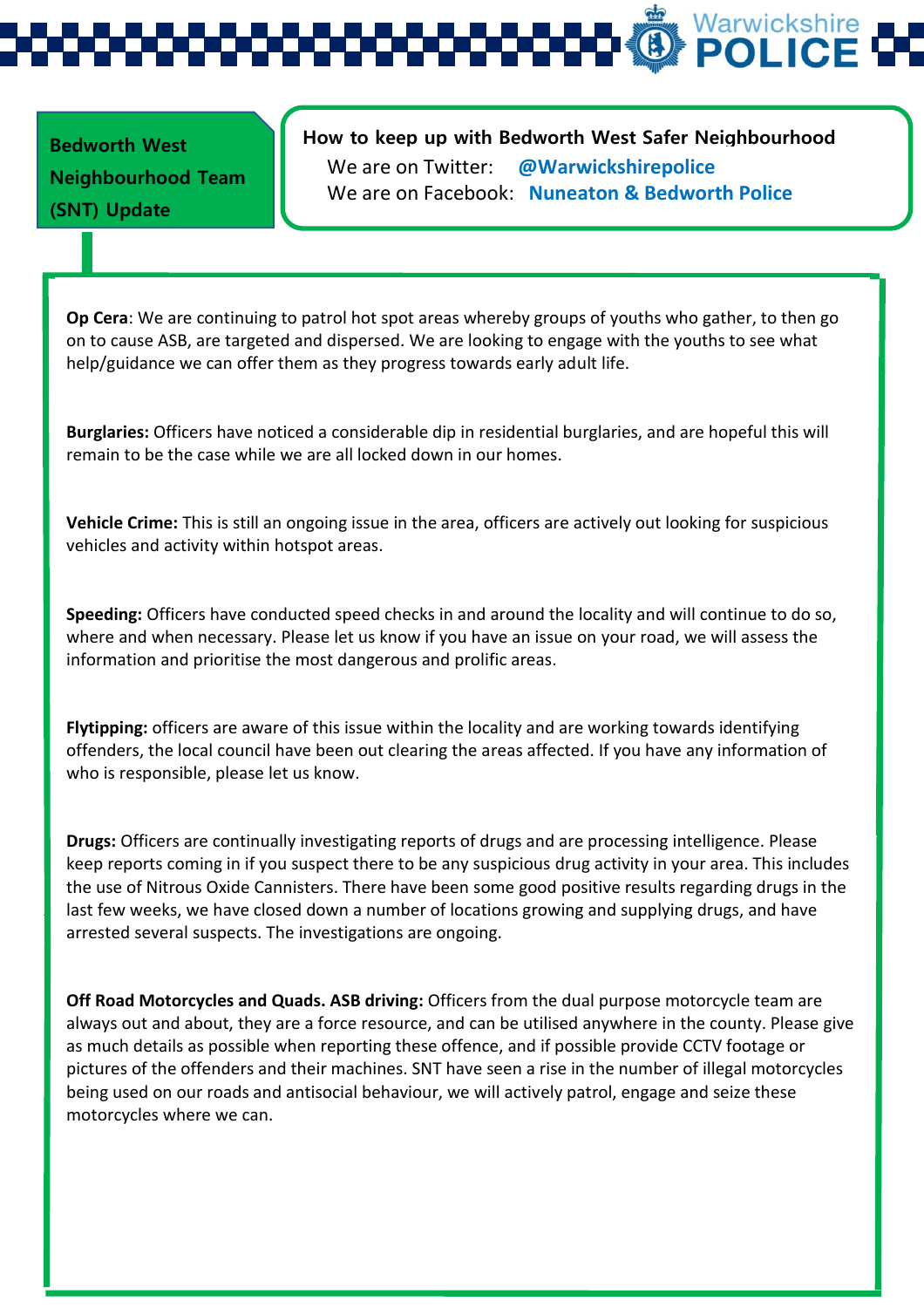## Bedworth West Neighbourhood Team (SNT) Update

**How to keep up with Bedworth West Safer Neighbourhood**

We are on Twitter: **@Warwickshirepolice**

We are on Facebook: **Nuneaton & Bedworth Police**

**Op Cera**: We are continuing to patrol hot spot areas whereby groups of youths who gather, to then go on to cause ASB, are targeted and dispersed. We are looking to engage with the youths to see what help/guidance we can offer them as they progress towards early adult life.

**Burglaries:** Officers have noticed a considerable dip in residential burglaries, and are hopeful this will remain to be the case while we are all locked down in our homes.

**Vehicle Crime:** This is still an ongoing issue in the area, officers are actively out looking for suspicious vehicles and activity within hotspot areas.

**Speeding:** Officers have conducted speed checks in and around the locality and will continue to do so, where and when necessary. Please let us know if you have an issue on your road, we will assess the information and prioritise the most dangerous and prolific areas.

**Flytipping:** officers are aware of this issue within the locality and are working towards identifying offenders, the local council have been out clearing the areas affected. If you have any information of who is responsible, please let us know.

**Drugs:** Officers are continually investigating reports of drugs and are processing intelligence. Please keep reports coming in if you suspect there to be any suspicious drug activity in your area. This includes the use of Nitrous Oxide Cannisters. There have been some good positive results regarding drugs in the last few weeks, we have closed down a number of locations growing and supplying drugs, and have arrested several suspects. The investigations are ongoing.

**Off Road Motorcycles and Quads. ASB driving:** Officers from the dual purpose motorcycle team are always out and about, they are a force resource, and can be utilised anywhere in the county. Please give as much details as possible when reporting these offence, and if possible provide CCTV footage or pictures of the offenders and their machines. SNT have seen a rise in the number of illegal motorcycles being used on our roads and antisocial behaviour, we will actively patrol, engage and seize these motorcycles where we can.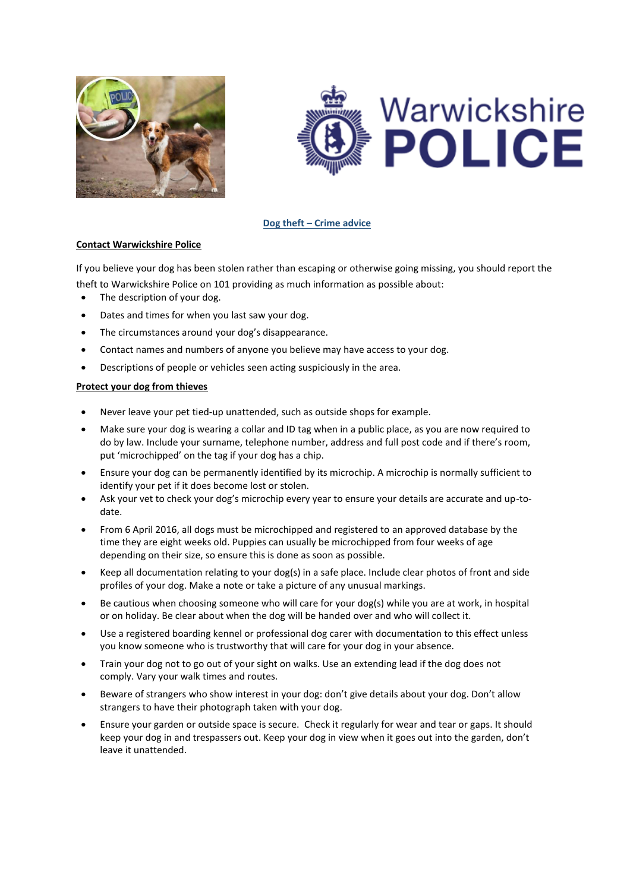# Dog theft – Crime advice

## Contact Warwickshire Police

If you believe your dog has been stolen rather than escaping or otherwise going missing, you should report the theft to Warwickshire Police on 101 providing as much information as possible about:

- The description of your dog.
- Dates and times for when you last saw your dog.
- The circumstances around your dog's disappearance.
- Contact names and numbers of anyone you believe may have access to your dog.
- Descriptions of people or vehicles seen acting suspiciously in the area.

## Protect your dog from thieves

- Never leave your pet tied-up unattended, such as outside shops for example.
- Make sure your dog is wearing a collar and ID tag when in a public place, as you are now required to do by law. Include your surname, telephone number, address and full post code and if there's room, put 'microchipped' on the tag if your dog has a chip.
- Ensure your dog can be permanently identified by its microchip. A microchip is normally sufficient to identify your pet if it does become lost or stolen.
- Ask your vet to check your dog's microchip every year to ensure your details are accurate and up-to-date.
- From 6 April 2016, all dogs must be microchipped and registered to an approved database by the time they are eight weeks old. Puppies can usually be microchipped from four weeks of age depending on their size, so ensure this is done as soon as possible.
- Keep all documentation relating to your dog(s) in a safe place. Include clear photos of front and side profiles of your dog. Make a note or take a picture of any unusual markings.
- Be cautious when choosing someone who will care for your dog(s) while you are at work, in hospital or on holiday. Be clear about when the dog will be handed over and who will collect it.
- Use a registered boarding kennel or professional dog carer with documentation to this effect unless you know someone who is trustworthy that will care for your dog in your absence.
- Train your dog not to go out of your sight on walks. Use an extending lead if the dog does not comply. Vary your walk times and routes.
- Beware of strangers who show interest in your dog: don't give details about your dog. Don't allow strangers to have their photograph taken with your dog.
- Ensure your garden or outside space is secure. Check it regularly for wear and tear or gaps. It should keep your dog in and trespassers out. Keep your dog in view when it goes out into the garden, don't leave it unattended.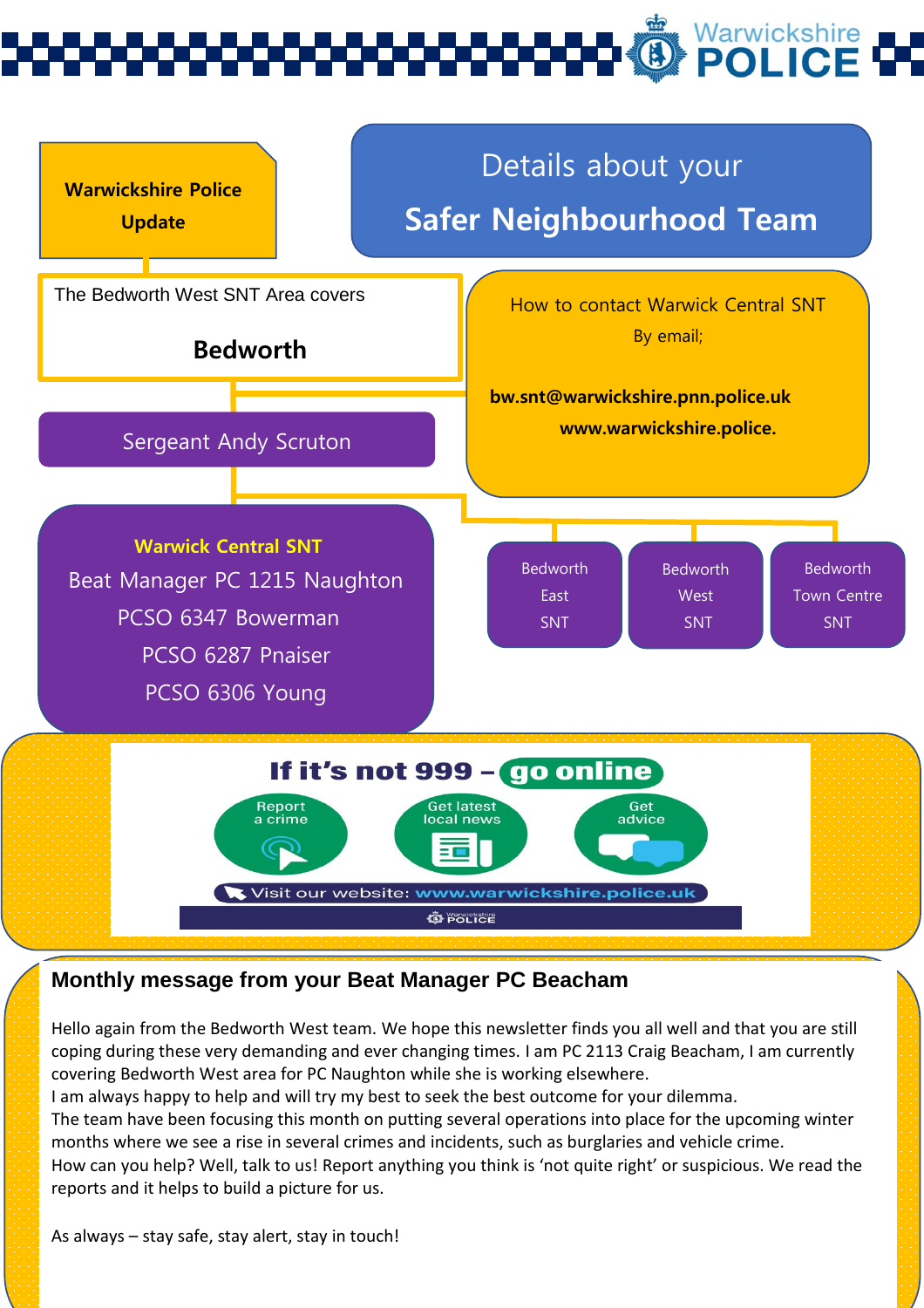**Warwickshire Police Update**

# Details about your Safer Neighbourhood Team

The Bedworth West SNT Area covers

**Bedworth**

How to contact Warwick Central SNT

By email;

**bw.snt@warwickshire.pnn.police.uk**

**www.warwickshire.police.**

Sergeant Andy Scruton

**Warwick Central SNT**

Beat Manager PC 1215 Naughton

PCSO 6347 Bowerman

PCSO 6287 Pnaiser

PCSO 6306 Young

Bedworth East SNT

Bedworth West SNT

Bedworth Town Centre SNT

**If it's not 999 – go online**

Report a crime

Get latest local news

Get advice

Visit our website: **www.warwickshire.police.uk**

## Monthly message from your Beat Manager PC Beacham

Hello again from the Bedworth West team. We hope this newsletter finds you all well and that you are still coping during these very demanding and ever changing times. I am PC 2113 Craig Beacham, I am currently covering Bedworth West area for PC Naughton while she is working elsewhere.

I am always happy to help and will try my best to seek the best outcome for your dilemma.

The team have been focusing this month on putting several operations into place for the upcoming winter months where we see a rise in several crimes and incidents, such as burglaries and vehicle crime.

How can you help? Well, talk to us! Report anything you think is 'not quite right' or suspicious. We read the reports and it helps to build a picture for us.

As always – stay safe, stay alert, stay in touch!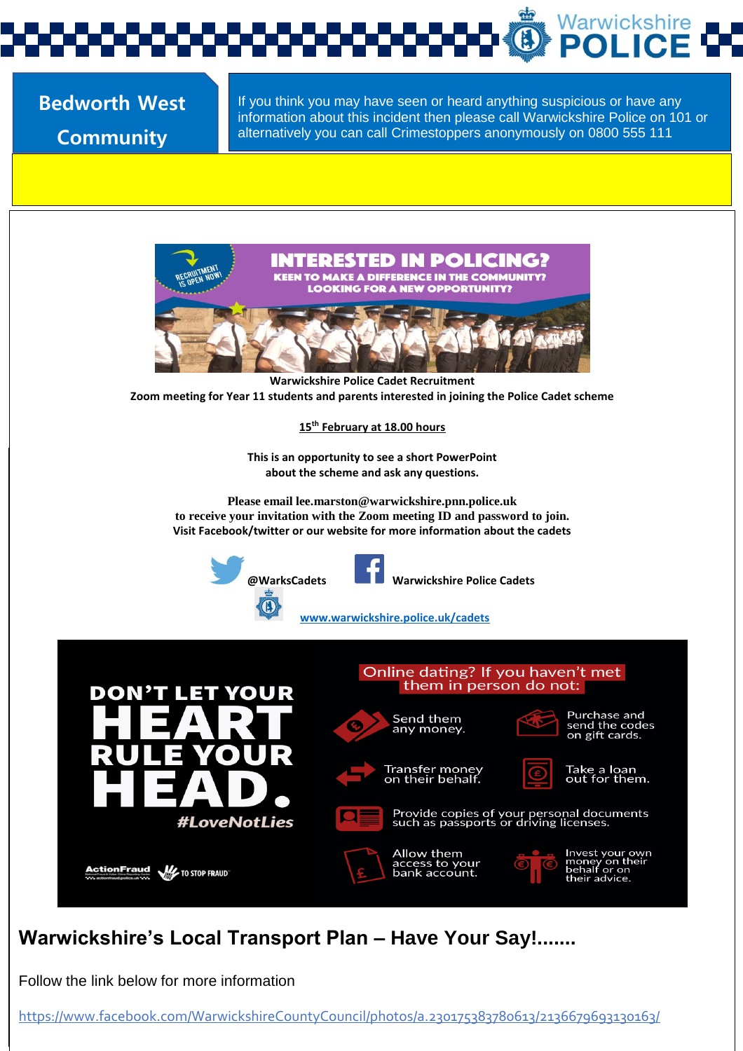**Bedworth West Community**

If you think you may have seen or heard anything suspicious or have any information about this incident then please call Warwickshire Police on 101 or alternatively you can call Crimestoppers anonymously on 0800 555 111

**INTERESTED IN POLICING?**

**KEEN TO MAKE A DIFFERENCE IN THE COMMUNITY? LOOKING FOR A NEW OPPORTUNITY?**

RECRUITMENT IS OPEN NOW!

**Warwickshire Police Cadet Recruitment**

**Zoom meeting for Year 11 students and parents interested in joining the Police Cadet scheme**

**15th February at 18.00 hours**

**This is an opportunity to see a short PowerPoint about the scheme and ask any questions.**

**Please email lee.marston@warwickshire.pnn.police.uk to receive your invitation with the Zoom meeting ID and password to join.**

**Visit Facebook/twitter or our website for more information about the cadets**

**@WarksCadets** **Warwickshire Police Cadets**

www.warwickshire.police.uk/cadets

**DON'T LET YOUR HEART RULE YOUR HEAD.**

**#LoveNotLies**

ActionFraud — TO STOP FRAUD

**Online dating? If you haven't met them in person do not:**

- Send them any money.
- Purchase and send the codes on gift cards.
- Transfer money on their behalf.
- Take a loan out for them.
- Provide copies of your personal documents such as passports or driving licenses.
- Allow them access to your bank account.
- Invest your own money on their behalf or on their advice.

## Warwickshire's Local Transport Plan – Have Your Say!.......

Follow the link below for more information

https://www.facebook.com/WarwickshireCountyCouncil/photos/a.230175383780613/2136679693130163/